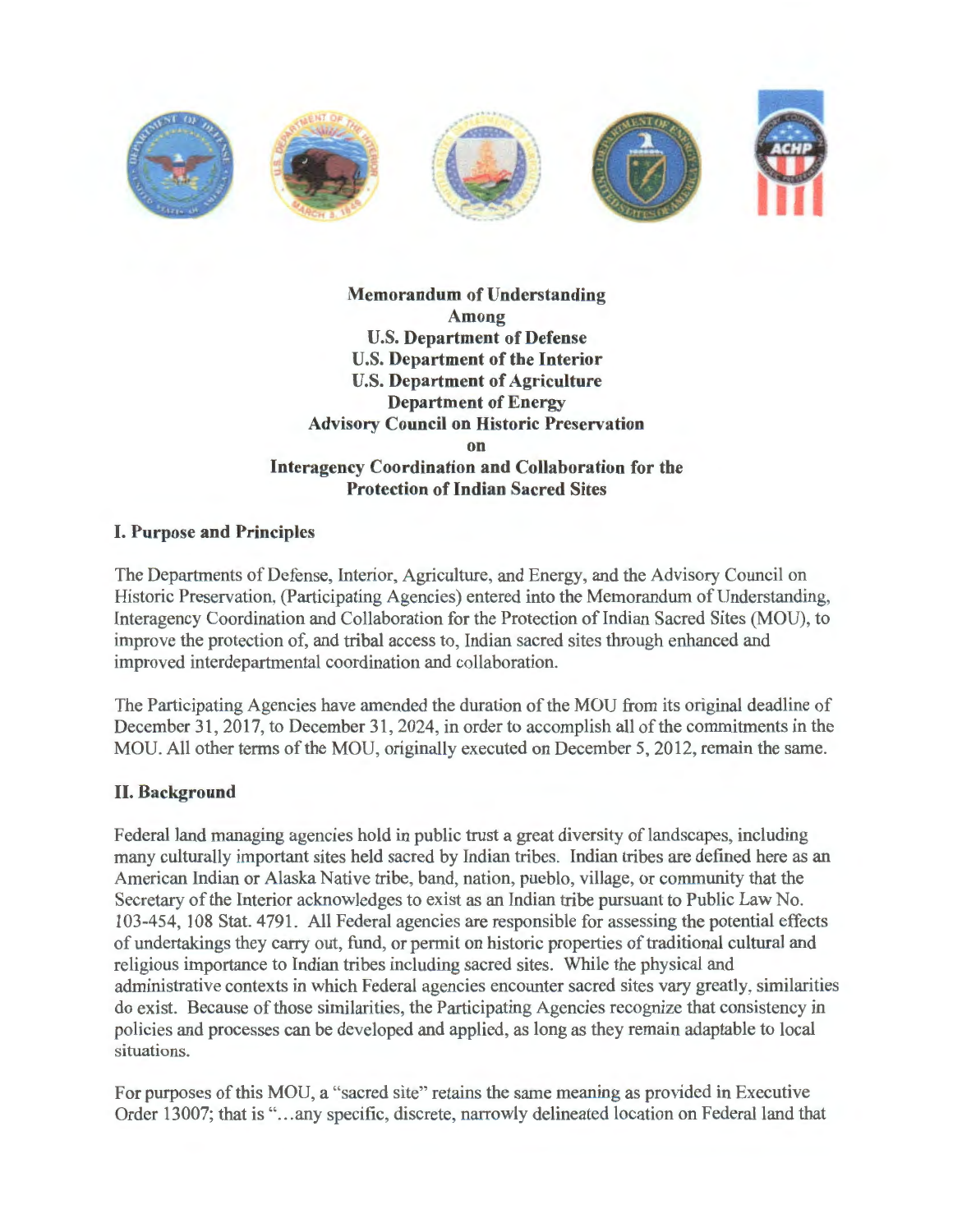**Memorandum of Understanding**
**Among**
**U.S. Department of Defense**
**U.S. Department of the Interior**
**U.S. Department of Agriculture**
**Department of Energy**
**Advisory Council on Historic Preservation**
**on**
**Interagency Coordination and Collaboration for the Protection of Indian Sacred Sites**

## I. Purpose and Principles

The Departments of Defense, Interior, Agriculture, and Energy, and the Advisory Council on Historic Preservation, (Participating Agencies) entered into the Memorandum of Understanding, Interagency Coordination and Collaboration for the Protection of Indian Sacred Sites (MOU), to improve the protection of, and tribal access to, Indian sacred sites through enhanced and improved interdepartmental coordination and collaboration.

The Participating Agencies have amended the duration of the MOU from its original deadline of December 31, 2017, to December 31, 2024, in order to accomplish all of the commitments in the MOU. All other terms of the MOU, originally executed on December 5, 2012, remain the same.

## II. Background

Federal land managing agencies hold in public trust a great diversity of landscapes, including many culturally important sites held sacred by Indian tribes. Indian tribes are defined here as an American Indian or Alaska Native tribe, band, nation, pueblo, village, or community that the Secretary of the Interior acknowledges to exist as an Indian tribe pursuant to Public Law No. 103-454, 108 Stat. 4791. All Federal agencies are responsible for assessing the potential effects of undertakings they carry out, fund, or permit on historic properties of traditional cultural and religious importance to Indian tribes including sacred sites. While the physical and administrative contexts in which Federal agencies encounter sacred sites vary greatly, similarities do exist. Because of those similarities, the Participating Agencies recognize that consistency in policies and processes can be developed and applied, as long as they remain adaptable to local situations.

For purposes of this MOU, a "sacred site" retains the same meaning as provided in Executive Order 13007; that is "...any specific, discrete, narrowly delineated location on Federal land that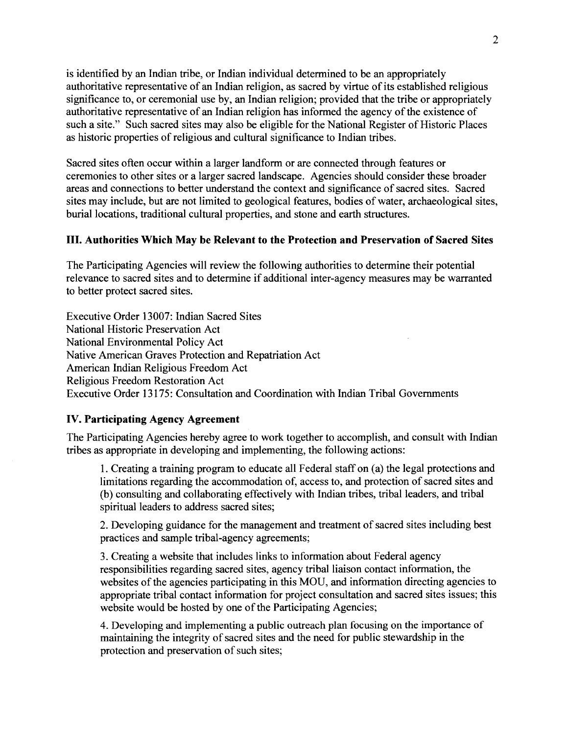is identified by an Indian tribe, or Indian individual determined to be an appropriately authoritative representative of an Indian religion, as sacred by virtue of its established religious significance to, or ceremonial use by, an Indian religion; provided that the tribe or appropriately authoritative representative of an Indian religion has informed the agency of the existence of such a site." Such sacred sites may also be eligible for the National Register of Historic Places as historic properties of religious and cultural significance to Indian tribes.

Sacred sites often occur within a larger landform or are connected through features or ceremonies to other sites or a larger sacred landscape. Agencies should consider these broader areas and connections to better understand the context and significance of sacred sites. Sacred sites may include, but are not limited to geological features, bodies of water, archaeological sites, burial locations, traditional cultural properties, and stone and earth structures.

## III. Authorities Which May be Relevant to the Protection and Preservation of Sacred Sites

The Participating Agencies will review the following authorities to determine their potential relevance to sacred sites and to determine if additional inter-agency measures may be warranted to better protect sacred sites.

Executive Order 13007: Indian Sacred Sites
National Historic Preservation Act
National Environmental Policy Act
Native American Graves Protection and Repatriation Act
American Indian Religious Freedom Act
Religious Freedom Restoration Act
Executive Order 13175: Consultation and Coordination with Indian Tribal Governments

## IV. Participating Agency Agreement

The Participating Agencies hereby agree to work together to accomplish, and consult with Indian tribes as appropriate in developing and implementing, the following actions:

1. Creating a training program to educate all Federal staff on (a) the legal protections and limitations regarding the accommodation of, access to, and protection of sacred sites and (b) consulting and collaborating effectively with Indian tribes, tribal leaders, and tribal spiritual leaders to address sacred sites;

2. Developing guidance for the management and treatment of sacred sites including best practices and sample tribal-agency agreements;

3. Creating a website that includes links to information about Federal agency responsibilities regarding sacred sites, agency tribal liaison contact information, the websites of the agencies participating in this MOU, and information directing agencies to appropriate tribal contact information for project consultation and sacred sites issues; this website would be hosted by one of the Participating Agencies;

4. Developing and implementing a public outreach plan focusing on the importance of maintaining the integrity of sacred sites and the need for public stewardship in the protection and preservation of such sites;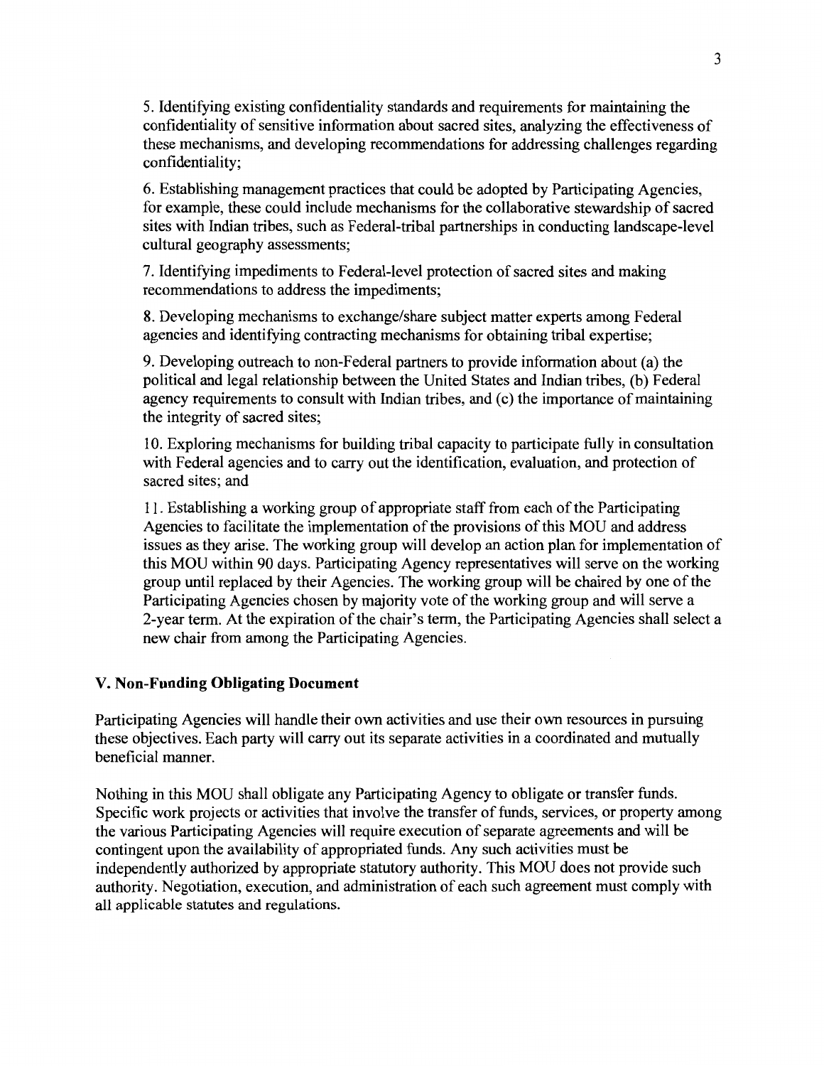5. Identifying existing confidentiality standards and requirements for maintaining the confidentiality of sensitive information about sacred sites, analyzing the effectiveness of these mechanisms, and developing recommendations for addressing challenges regarding confidentiality;

6. Establishing management practices that could be adopted by Participating Agencies, for example, these could include mechanisms for the collaborative stewardship of sacred sites with Indian tribes, such as Federal-tribal partnerships in conducting landscape-level cultural geography assessments;

7. Identifying impediments to Federal-level protection of sacred sites and making recommendations to address the impediments;

8. Developing mechanisms to exchange/share subject matter experts among Federal agencies and identifying contracting mechanisms for obtaining tribal expertise;

9. Developing outreach to non-Federal partners to provide information about (a) the political and legal relationship between the United States and Indian tribes, (b) Federal agency requirements to consult with Indian tribes, and (c) the importance of maintaining the integrity of sacred sites;

10. Exploring mechanisms for building tribal capacity to participate fully in consultation with Federal agencies and to carry out the identification, evaluation, and protection of sacred sites; and

11. Establishing a working group of appropriate staff from each of the Participating Agencies to facilitate the implementation of the provisions of this MOU and address issues as they arise. The working group will develop an action plan for implementation of this MOU within 90 days. Participating Agency representatives will serve on the working group until replaced by their Agencies. The working group will be chaired by one of the Participating Agencies chosen by majority vote of the working group and will serve a 2-year term. At the expiration of the chair's term, the Participating Agencies shall select a new chair from among the Participating Agencies.

### V. Non-Funding Obligating Document

Participating Agencies will handle their own activities and use their own resources in pursuing these objectives. Each party will carry out its separate activities in a coordinated and mutually beneficial manner.

Nothing in this MOU shall obligate any Participating Agency to obligate or transfer funds. Specific work projects or activities that involve the transfer of funds, services, or property among the various Participating Agencies will require execution of separate agreements and will be contingent upon the availability of appropriated funds. Any such activities must be independently authorized by appropriate statutory authority. This MOU does not provide such authority. Negotiation, execution, and administration of each such agreement must comply with all applicable statutes and regulations.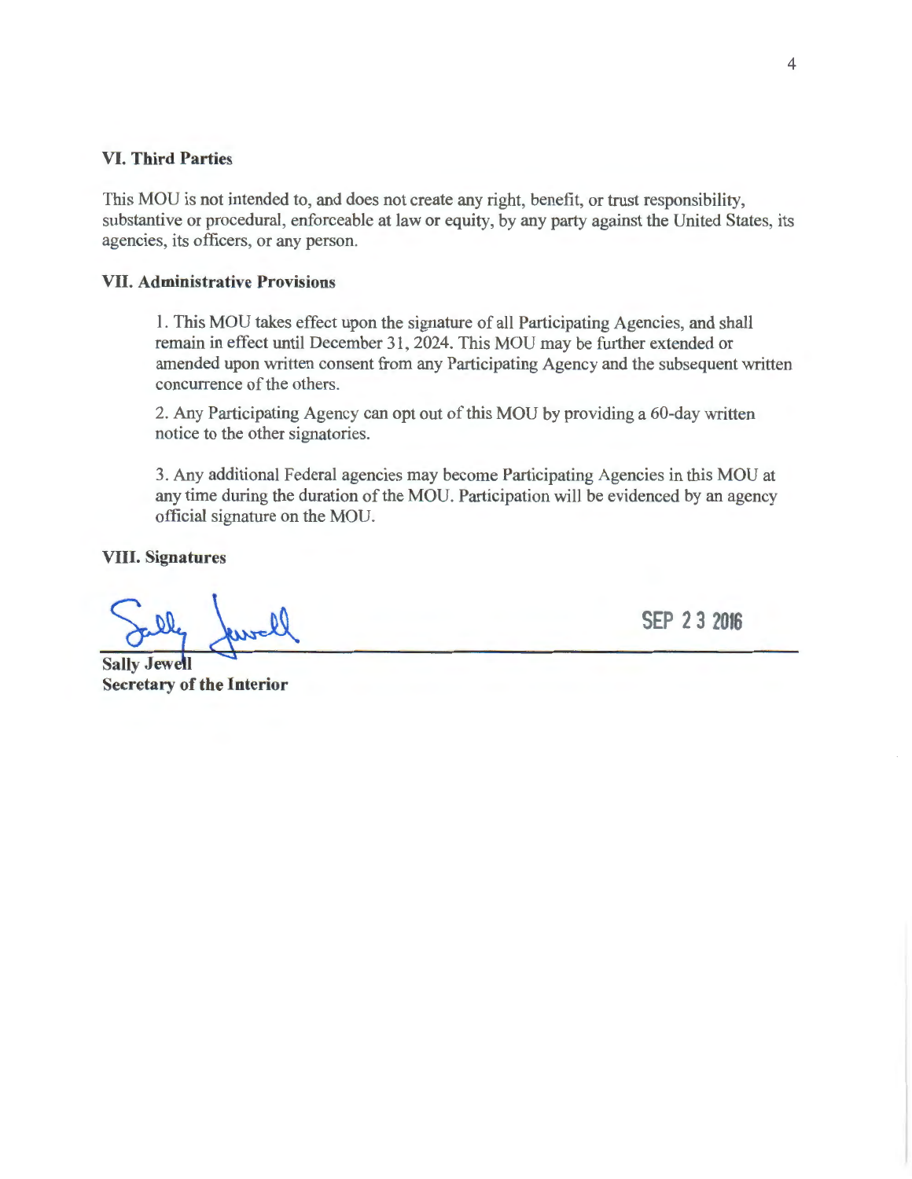### VI. Third Parties

This MOU is not intended to, and does not create any right, benefit, or trust responsibility, substantive or procedural, enforceable at law or equity, by any party against the United States, its agencies, its officers, or any person.

### VII. Administrative Provisions

1. This MOU takes effect upon the signature of all Participating Agencies, and shall remain in effect until December 31, 2024. This MOU may be further extended or amended upon written consent from any Participating Agency and the subsequent written concurrence of the others.

2. Any Participating Agency can opt out of this MOU by providing a 60-day written notice to the other signatories.

3. Any additional Federal agencies may become Participating Agencies in this MOU at any time during the duration of the MOU. Participation will be evidenced by an agency official signature on the MOU.

### VIII. Signatures

SEP 23 2016

**Sally Jewell**
**Secretary of the Interior**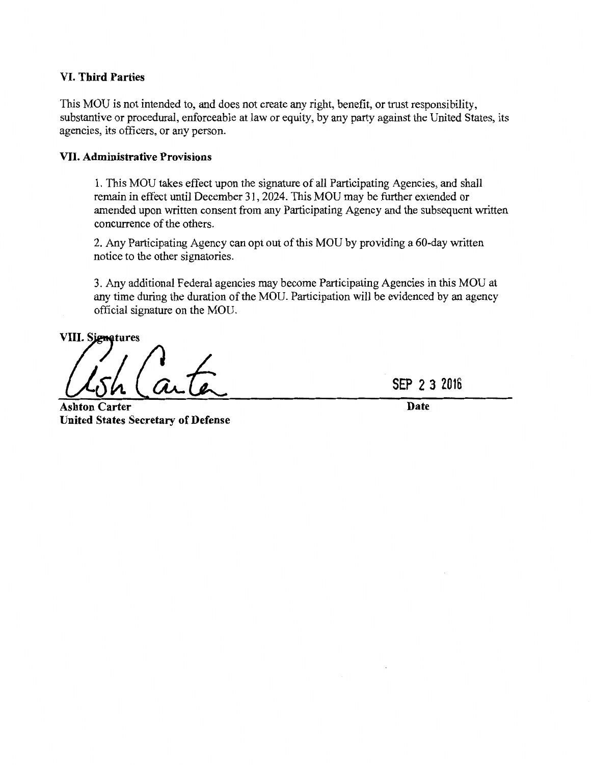### VI. Third Parties

This MOU is not intended to, and does not create any right, benefit, or trust responsibility, substantive or procedural, enforceable at law or equity, by any party against the United States, its agencies, its officers, or any person.

### VII. Administrative Provisions

1. This MOU takes effect upon the signature of all Participating Agencies, and shall remain in effect until December 31, 2024. This MOU may be further extended or amended upon written consent from any Participating Agency and the subsequent written concurrence of the others.

2. Any Participating Agency can opt out of this MOU by providing a 60-day written notice to the other signatories.

3. Any additional Federal agencies may become Participating Agencies in this MOU at any time during the duration of the MOU. Participation will be evidenced by an agency official signature on the MOU.

### VIII. Signatures

Ash Carter — SEP 2 3 2016

**Ashton Carter**
**United States Secretary of Defense**

**Date**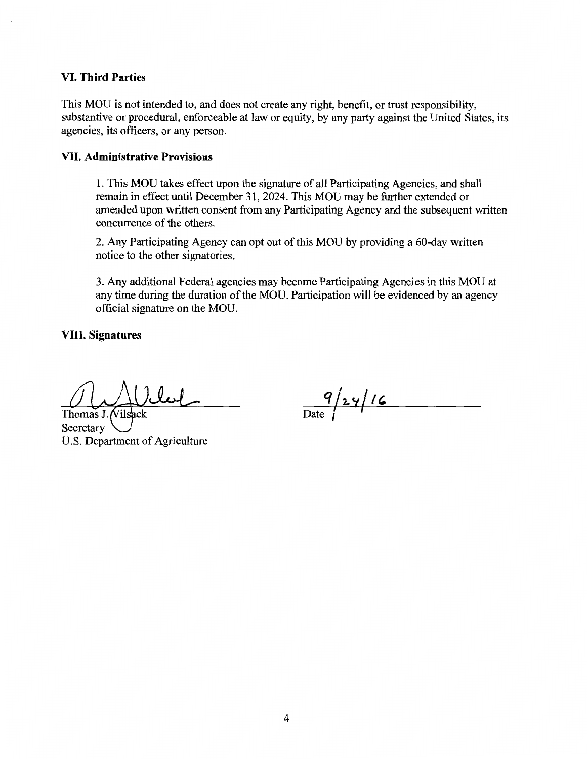### VI. Third Parties

This MOU is not intended to, and does not create any right, benefit, or trust responsibility, substantive or procedural, enforceable at law or equity, by any party against the United States, its agencies, its officers, or any person.

### VII. Administrative Provisions

1. This MOU takes effect upon the signature of all Participating Agencies, and shall remain in effect until December 31, 2024. This MOU may be further extended or amended upon written consent from any Participating Agency and the subsequent written concurrence of the others.

2. Any Participating Agency can opt out of this MOU by providing a 60-day written notice to the other signatories.

3. Any additional Federal agencies may become Participating Agencies in this MOU at any time during the duration of the MOU. Participation will be evidenced by an agency official signature on the MOU.

### VIII. Signatures

Thomas J. Vilsack
Secretary
U.S. Department of Agriculture

Date: 9/24/16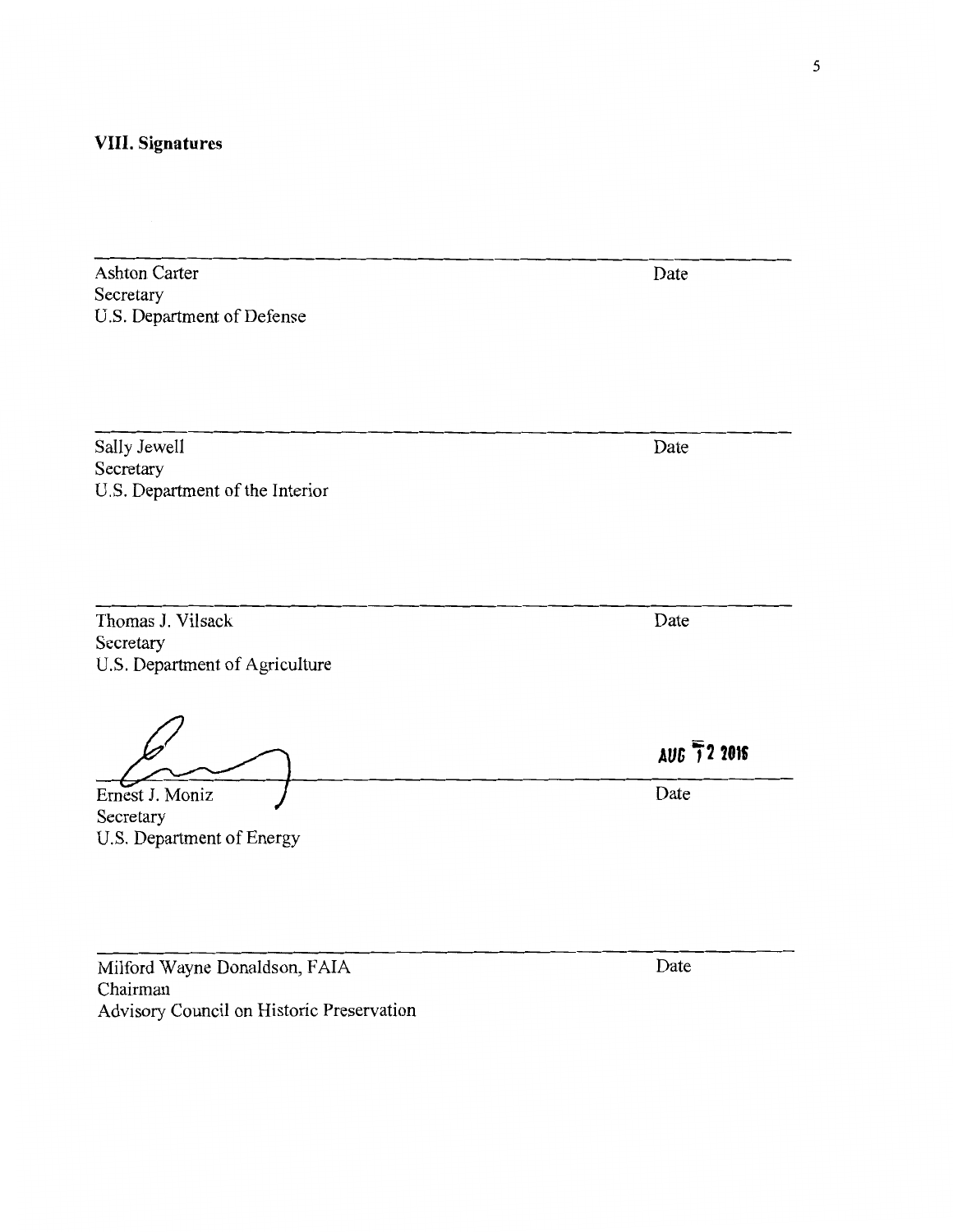## VIII. Signatures

\_\_\_\_\_\_\_\_\_\_\_\_\_\_\_\_\_\_\_\_\_\_\_\_\_\_\_\_\_\_\_\_\_\_\_\_\_\_\_\_\_\_\_\_\_\_\_\_\_\_\_\_\_\_\_\_\_\_\_\_\_

Ashton Carter
Secretary
U.S. Department of Defense

Date

\_\_\_\_\_\_\_\_\_\_\_\_\_\_\_\_\_\_\_\_\_\_\_\_\_\_\_\_\_\_\_\_\_\_\_\_\_\_\_\_\_\_\_\_\_\_\_\_\_\_\_\_\_\_\_\_\_\_\_\_\_

Sally Jewell
Secretary
U.S. Department of the Interior

Date

\_\_\_\_\_\_\_\_\_\_\_\_\_\_\_\_\_\_\_\_\_\_\_\_\_\_\_\_\_\_\_\_\_\_\_\_\_\_\_\_\_\_\_\_\_\_\_\_\_\_\_\_\_\_\_\_\_\_\_\_\_

Thomas J. Vilsack
Secretary
U.S. Department of Agriculture

Date

\_\_\_\_\_\_\_\_\_\_\_\_\_\_\_\_\_\_\_\_\_\_\_\_\_\_\_\_\_\_\_\_\_\_\_\_\_\_\_\_\_\_\_\_\_\_\_\_\_\_\_\_\_\_\_\_\_\_\_\_\_ AUG 12 2016

Ernest J. Moniz
Secretary
U.S. Department of Energy

Date

\_\_\_\_\_\_\_\_\_\_\_\_\_\_\_\_\_\_\_\_\_\_\_\_\_\_\_\_\_\_\_\_\_\_\_\_\_\_\_\_\_\_\_\_\_\_\_\_\_\_\_\_\_\_\_\_\_\_\_\_\_

Milford Wayne Donaldson, FAIA
Chairman
Advisory Council on Historic Preservation

Date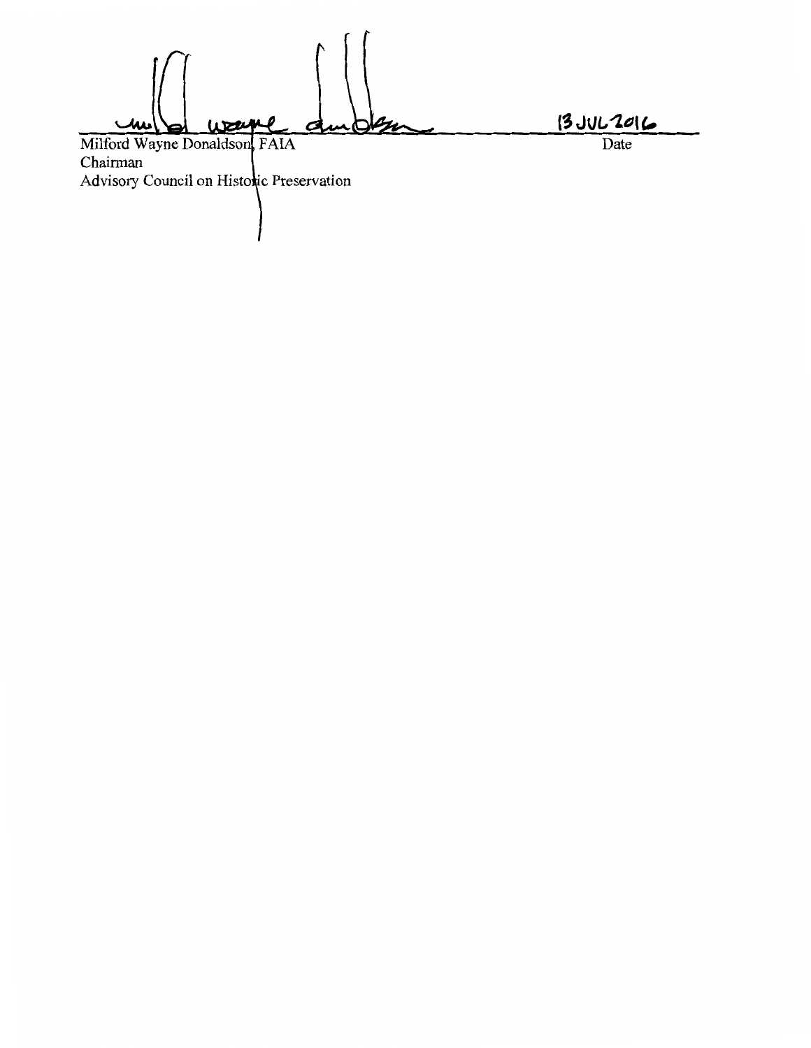13 JUL 2016

Milford Wayne Donaldson, FAIA
Chairman
Advisory Council on Historic Preservation

Date